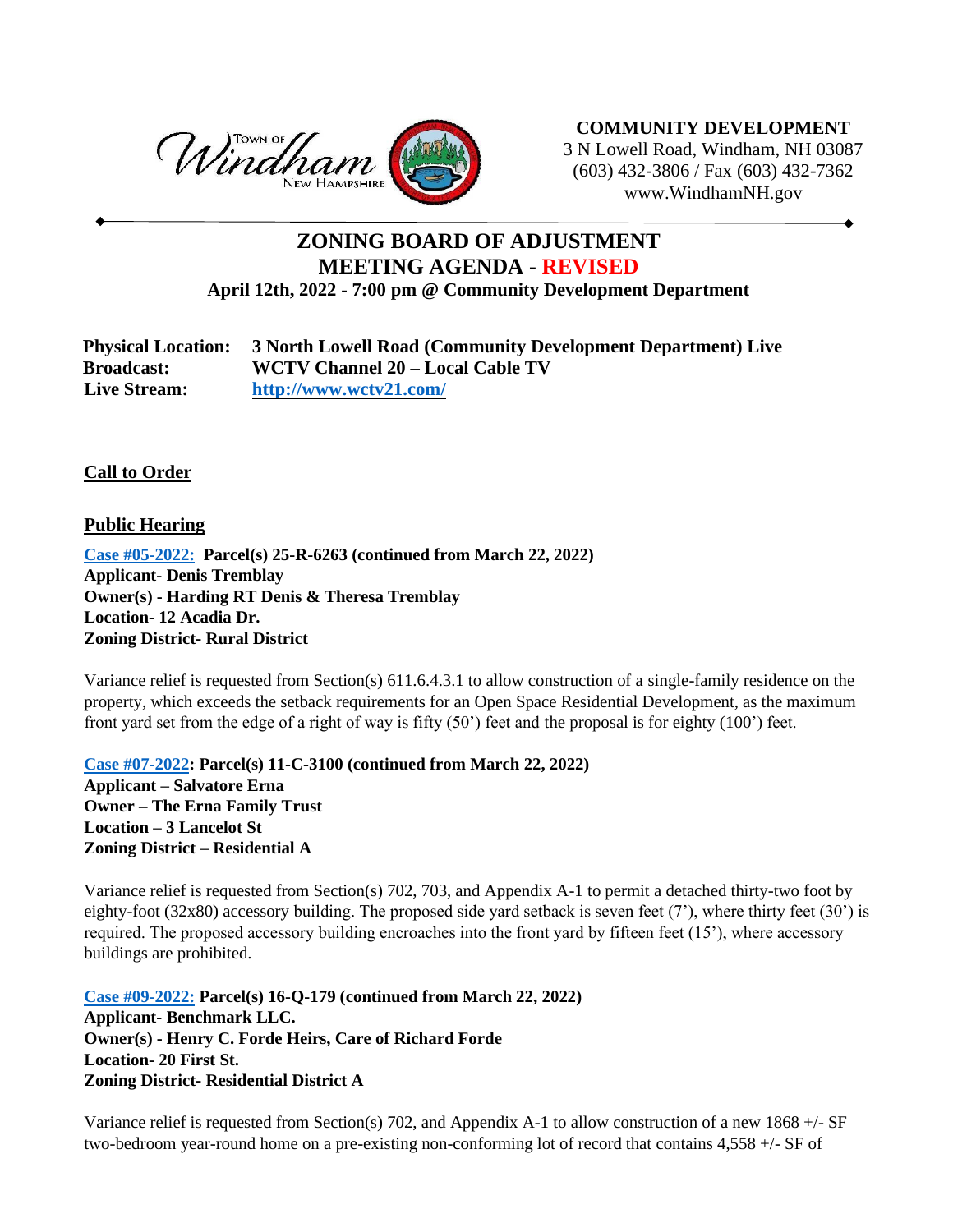Town of Windham New Hampshire

**COMMUNITY DEVELOPMENT**
3 N Lowell Road, Windham, NH 03087
(603) 432-3806 / Fax (603) 432-7362
www.WindhamNH.gov

# ZONING BOARD OF ADJUSTMENT
# MEETING AGENDA - REVISED

**April 12th, 2022 - 7:00 pm @ Community Development Department**

**Physical Location:** **3 North Lowell Road (Community Development Department) Live**
**Broadcast:** **WCTV Channel 20 – Local Cable TV**
**Live Stream:** **http://www.wctv21.com/**

## Call to Order

## Public Hearing

**Case #05-2022: Parcel(s) 25-R-6263 (continued from March 22, 2022)**
**Applicant- Denis Tremblay**
**Owner(s) - Harding RT Denis & Theresa Tremblay**
**Location- 12 Acadia Dr.**
**Zoning District- Rural District**

Variance relief is requested from Section(s) 611.6.4.3.1 to allow construction of a single-family residence on the property, which exceeds the setback requirements for an Open Space Residential Development, as the maximum front yard set from the edge of a right of way is fifty (50') feet and the proposal is for eighty (100') feet.

**Case #07-2022: Parcel(s) 11-C-3100 (continued from March 22, 2022)**
**Applicant – Salvatore Erna**
**Owner – The Erna Family Trust**
**Location – 3 Lancelot St**
**Zoning District – Residential A**

Variance relief is requested from Section(s) 702, 703, and Appendix A-1 to permit a detached thirty-two foot by eighty-foot (32x80) accessory building. The proposed side yard setback is seven feet (7'), where thirty feet (30') is required. The proposed accessory building encroaches into the front yard by fifteen feet (15'), where accessory buildings are prohibited.

**Case #09-2022: Parcel(s) 16-Q-179 (continued from March 22, 2022)**
**Applicant- Benchmark LLC.**
**Owner(s) - Henry C. Forde Heirs, Care of Richard Forde**
**Location- 20 First St.**
**Zoning District- Residential District A**

Variance relief is requested from Section(s) 702, and Appendix A-1 to allow construction of a new 1868 +/- SF two-bedroom year-round home on a pre-existing non-conforming lot of record that contains 4,558 +/- SF of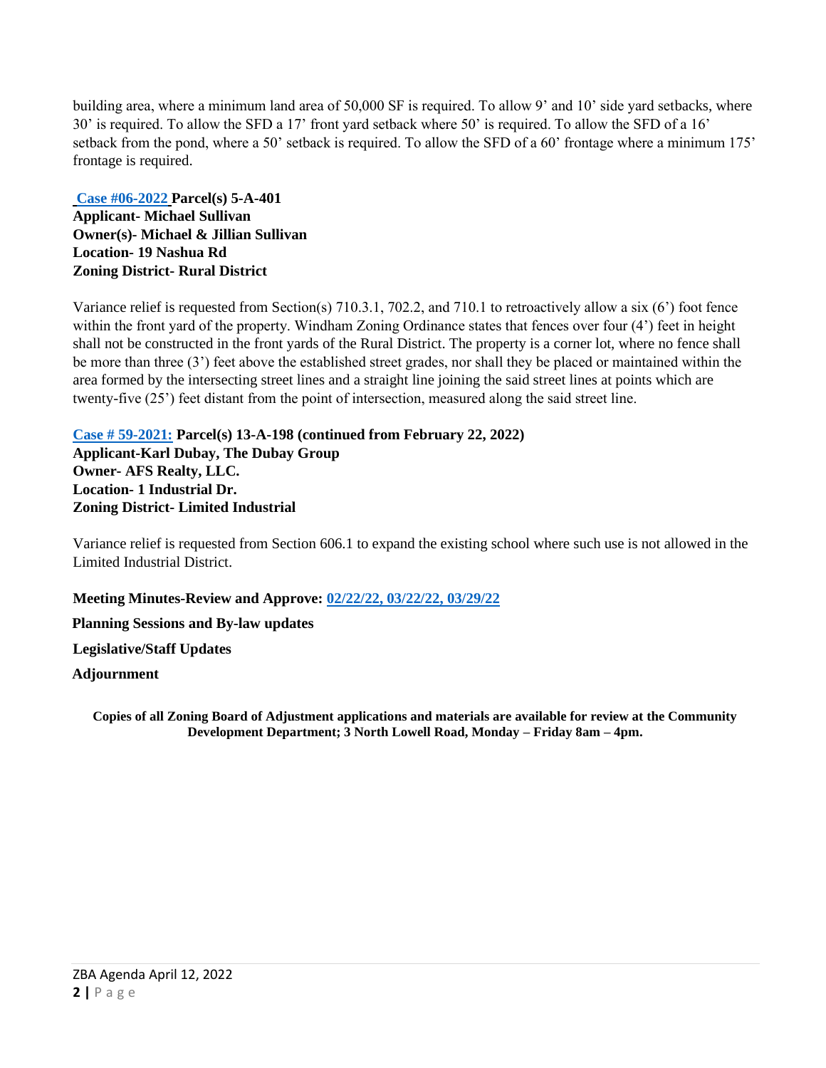building area, where a minimum land area of 50,000 SF is required. To allow 9' and 10' side yard setbacks, where 30' is required. To allow the SFD a 17' front yard setback where 50' is required. To allow the SFD of a 16' setback from the pond, where a 50' setback is required. To allow the SFD of a 60' frontage where a minimum 175' frontage is required.

**Case #06-2022 Parcel(s) 5-A-401**
**Applicant- Michael Sullivan**
**Owner(s)- Michael & Jillian Sullivan**
**Location- 19 Nashua Rd**
**Zoning District- Rural District**

Variance relief is requested from Section(s) 710.3.1, 702.2, and 710.1 to retroactively allow a six (6') foot fence within the front yard of the property. Windham Zoning Ordinance states that fences over four (4') feet in height shall not be constructed in the front yards of the Rural District. The property is a corner lot, where no fence shall be more than three (3') feet above the established street grades, nor shall they be placed or maintained within the area formed by the intersecting street lines and a straight line joining the said street lines at points which are twenty-five (25') feet distant from the point of intersection, measured along the said street line.

**Case # 59-2021: Parcel(s) 13-A-198 (continued from February 22, 2022)**
**Applicant-Karl Dubay, The Dubay Group**
**Owner- AFS Realty, LLC.**
**Location- 1 Industrial Dr.**
**Zoning District- Limited Industrial**

Variance relief is requested from Section 606.1 to expand the existing school where such use is not allowed in the Limited Industrial District.

**Meeting Minutes-Review and Approve: 02/22/22, 03/22/22, 03/29/22**

**Planning Sessions and By-law updates**

**Legislative/Staff Updates**

**Adjournment**

**Copies of all Zoning Board of Adjustment applications and materials are available for review at the Community Development Department; 3 North Lowell Road, Monday – Friday 8am – 4pm.**